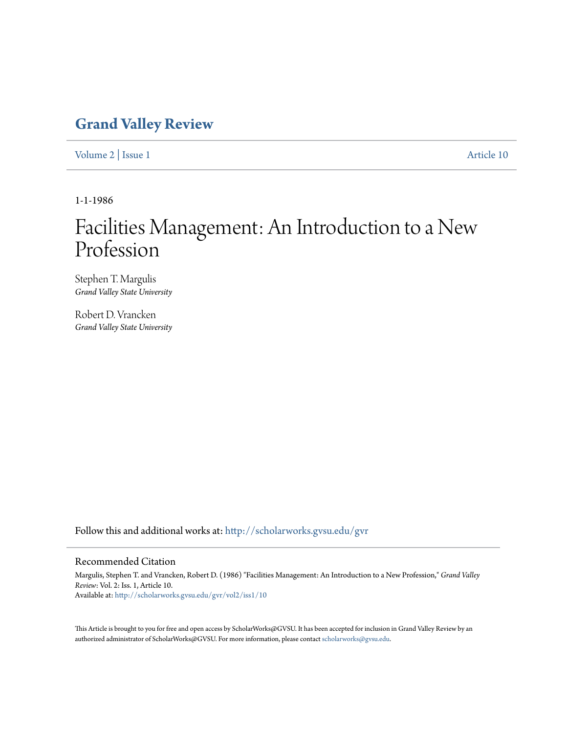# Grand Valley Review

Volume 2 | Issue 1 Article 10

1-1-1986

# Facilities Management: An Introduction to a New Profession

Stephen T. Margulis
*Grand Valley State University*

Robert D. Vrancken
*Grand Valley State University*

Follow this and additional works at: http://scholarworks.gvsu.edu/gvr

## Recommended Citation

Margulis, Stephen T. and Vrancken, Robert D. (1986) "Facilities Management: An Introduction to a New Profession," *Grand Valley Review*: Vol. 2: Iss. 1, Article 10.
Available at: http://scholarworks.gvsu.edu/gvr/vol2/iss1/10

This Article is brought to you for free and open access by ScholarWorks@GVSU. It has been accepted for inclusion in Grand Valley Review by an authorized administrator of ScholarWorks@GVSU. For more information, please contact scholarworks@gvsu.edu.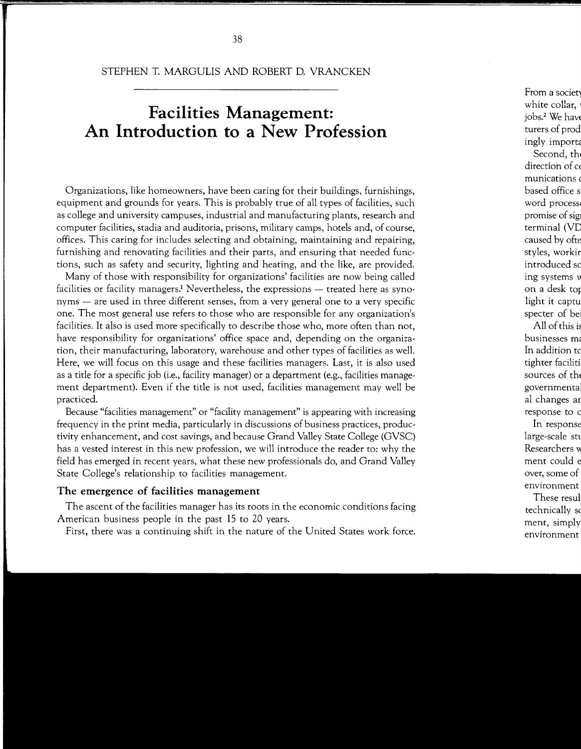STEPHEN T. MARGULIS AND ROBERT D. VRANCKEN

# Facilities Management: An Introduction to a New Profession

Organizations, like homeowners, have been caring for their buildings, furnishings, equipment and grounds for years. This is probably true of all types of facilities, such as college and university campuses, industrial and manufacturing plants, research and computer facilities, stadia and auditoria, prisons, military camps, hotels and, of course, offices. This caring for includes selecting and obtaining, maintaining and repairing, furnishing and renovating facilities and their parts, and ensuring that needed functions, such as safety and security, lighting and heating, and the like, are provided.

Many of those with responsibility for organizations' facilities are now being called facilities or facility managers.[1] Nevertheless, the expressions — treated here as synonyms — are used in three different senses, from a very general one to a very specific one. The most general use refers to those who are responsible for any organization's facilities. It also is used more specifically to describe those who, more often than not, have responsibility for organizations' office space and, depending on the organization, their manufacturing, laboratory, warehouse and other types of facilities as well. Here, we will focus on this usage and these facilities managers. Last, it is also used as a title for a specific job (i.e., facility manager) or a department (e.g., facilities management department). Even if the title is not used, facilities management may well be practiced.

Because "facilities management" or "facility management" is appearing with increasing frequency in the print media, particularly in discussions of business practices, productivity enhancement, and cost savings, and because Grand Valley State College (GVSC) has a vested interest in this new profession, we will introduce the reader to: why the field has emerged in recent years, what these new professionals do, and Grand Valley State College's relationship to facilities management.

## The emergence of facilities management

The ascent of the facilities manager has its roots in the economic conditions facing American business people in the past 15 to 20 years.

First, there was a continuing shift in the nature of the United States work force.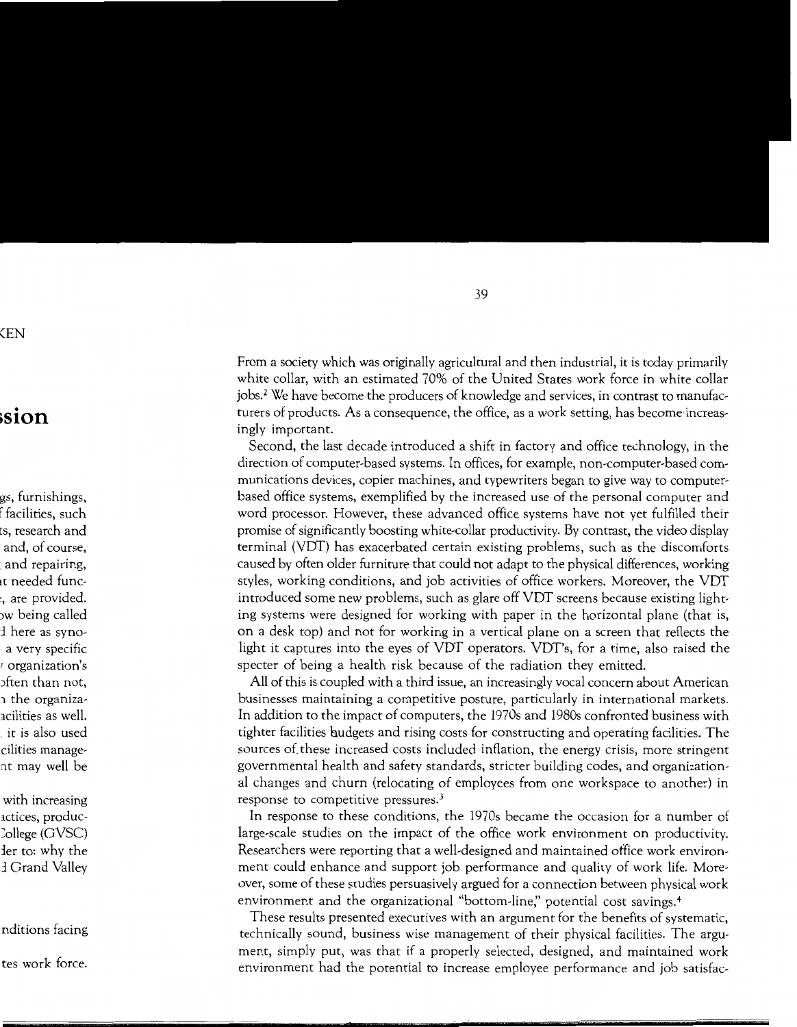From a society which was originally agricultural and then industrial, it is today primarily white collar, with an estimated 70% of the United States work force in white collar jobs.[2] We have become the producers of knowledge and services, in contrast to manufacturers of products. As a consequence, the office, as a work setting, has become increasingly important.

Second, the last decade introduced a shift in factory and office technology, in the direction of computer-based systems. In offices, for example, non-computer-based communications devices, copier machines, and typewriters began to give way to computer-based office systems, exemplified by the increased use of the personal computer and word processor. However, these advanced office systems have not yet fulfilled their promise of significantly boosting white-collar productivity. By contrast, the video display terminal (VDT) has exacerbated certain existing problems, such as the discomforts caused by often older furniture that could not adapt to the physical differences, working styles, working conditions, and job activities of office workers. Moreover, the VDT introduced some new problems, such as glare off VDT screens because existing lighting systems were designed for working with paper in the horizontal plane (that is, on a desk top) and not for working in a vertical plane on a screen that reflects the light it captures into the eyes of VDT operators. VDT's, for a time, also raised the specter of being a health risk because of the radiation they emitted.

All of this is coupled with a third issue, an increasingly vocal concern about American businesses maintaining a competitive posture, particularly in international markets. In addition to the impact of computers, the 1970s and 1980s confronted business with tighter facilities budgets and rising costs for constructing and operating facilities. The sources of these increased costs included inflation, the energy crisis, more stringent governmental health and safety standards, stricter building codes, and organizational changes and churn (relocating of employees from one workspace to another) in response to competitive pressures.[3]

In response to these conditions, the 1970s became the occasion for a number of large-scale studies on the impact of the office work environment on productivity. Researchers were reporting that a well-designed and maintained office work environment could enhance and support job performance and quality of work life. Moreover, some of these studies persuasively argued for a connection between physical work environment and the organizational "bottom-line," potential cost savings.[4]

These results presented executives with an argument for the benefits of systematic, technically sound, business wise management of their physical facilities. The argument, simply put, was that if a properly selected, designed, and maintained work environment had the potential to increase employee performance and job satisfac-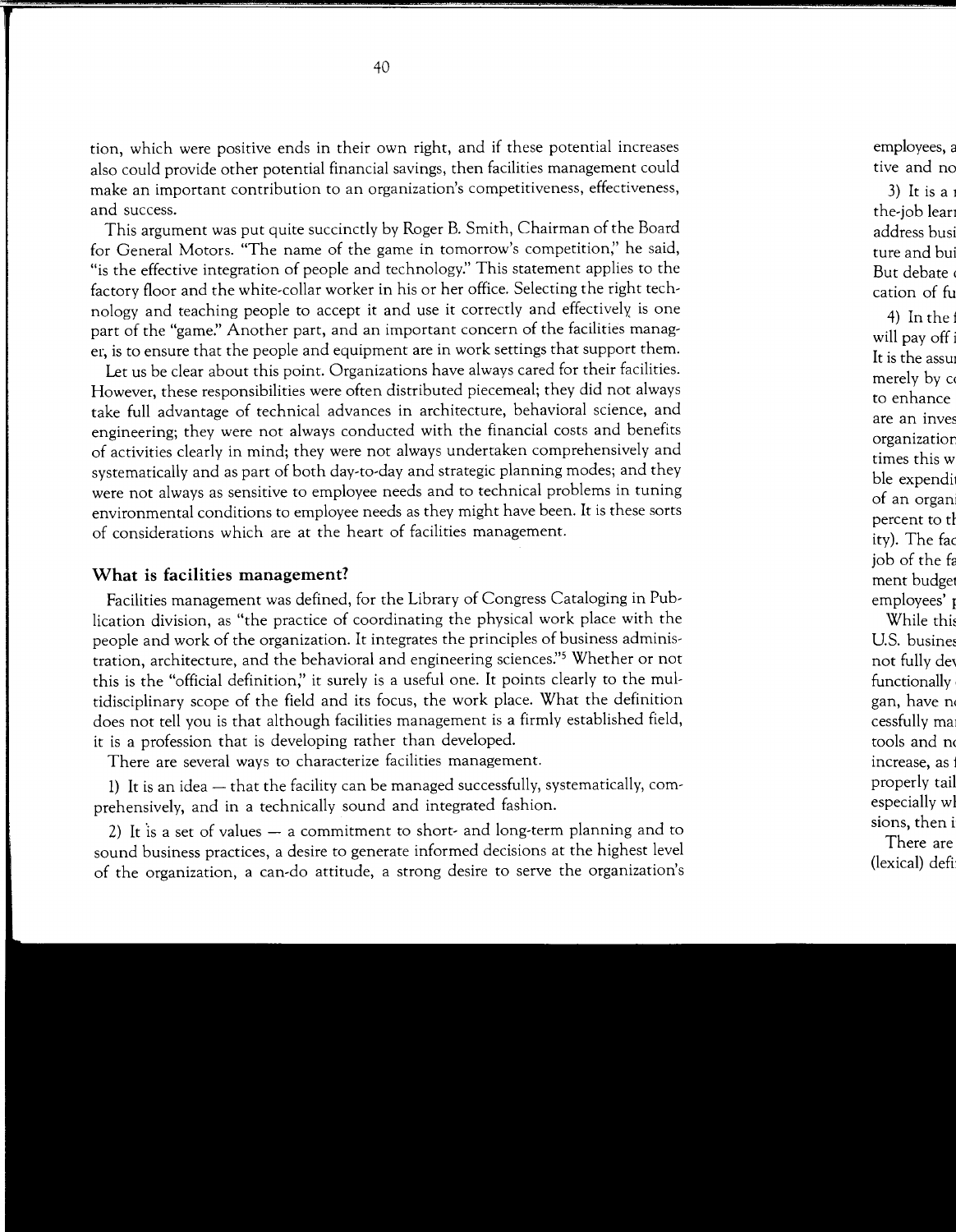tion, which were positive ends in their own right, and if these potential increases also could provide other potential financial savings, then facilities management could make an important contribution to an organization's competitiveness, effectiveness, and success.

This argument was put quite succinctly by Roger B. Smith, Chairman of the Board for General Motors. "The name of the game in tomorrow's competition," he said, "is the effective integration of people and technology." This statement applies to the factory floor and the white-collar worker in his or her office. Selecting the right technology and teaching people to accept it and use it correctly and effectively is one part of the "game." Another part, and an important concern of the facilities manager, is to ensure that the people and equipment are in work settings that support them.

Let us be clear about this point. Organizations have always cared for their facilities. However, these responsibilities were often distributed piecemeal; they did not always take full advantage of technical advances in architecture, behavioral science, and engineering; they were not always conducted with the financial costs and benefits of activities clearly in mind; they were not always undertaken comprehensively and systematically and as part of both day-to-day and strategic planning modes; and they were not always as sensitive to employee needs and to technical problems in tuning environmental conditions to employee needs as they might have been. It is these sorts of considerations which are at the heart of facilities management.

## What is facilities management?

Facilities management was defined, for the Library of Congress Cataloging in Publication division, as "the practice of coordinating the physical work place with the people and work of the organization. It integrates the principles of business administration, architecture, and the behavioral and engineering sciences."[5] Whether or not this is the "official definition," it surely is a useful one. It points clearly to the multidisciplinary scope of the field and its focus, the work place. What the definition does not tell you is that although facilities management is a firmly established field, it is a profession that is developing rather than developed.

There are several ways to characterize facilities management.

1) It is an idea — that the facility can be managed successfully, systematically, comprehensively, and in a technically sound and integrated fashion.

2) It is a set of values — a commitment to short- and long-term planning and to sound business practices, a desire to generate informed decisions at the highest level of the organization, a can-do attitude, a strong desire to serve the organization's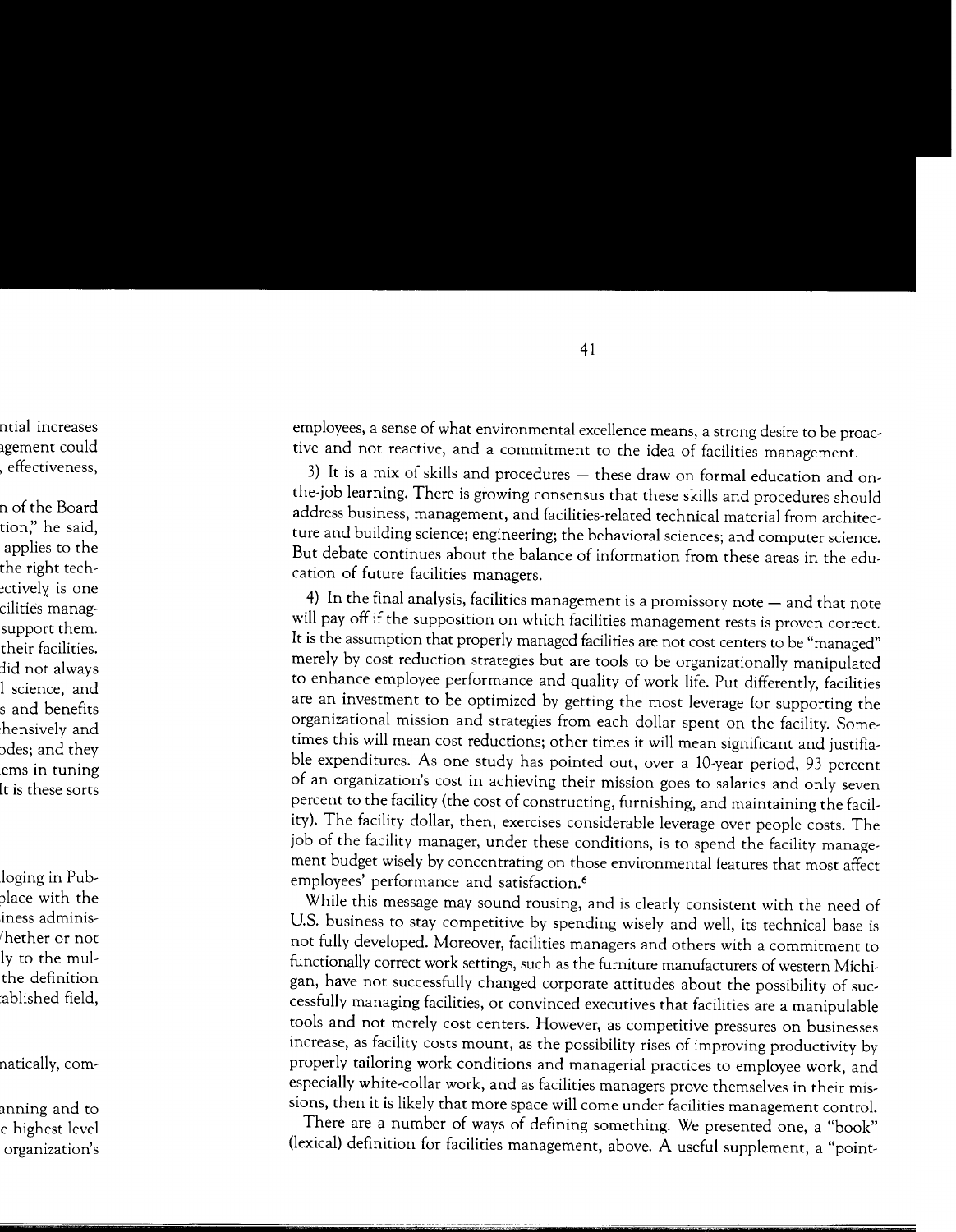employees, a sense of what environmental excellence means, a strong desire to be proactive and not reactive, and a commitment to the idea of facilities management.

3) It is a mix of skills and procedures — these draw on formal education and on-the-job learning. There is growing consensus that these skills and procedures should address business, management, and facilities-related technical material from architecture and building science; engineering; the behavioral sciences; and computer science. But debate continues about the balance of information from these areas in the education of future facilities managers.

4) In the final analysis, facilities management is a promissory note — and that note will pay off if the supposition on which facilities management rests is proven correct. It is the assumption that properly managed facilities are not cost centers to be "managed" merely by cost reduction strategies but are tools to be organizationally manipulated to enhance employee performance and quality of work life. Put differently, facilities are an investment to be optimized by getting the most leverage for supporting the organizational mission and strategies from each dollar spent on the facility. Sometimes this will mean cost reductions; other times it will mean significant and justifiable expenditures. As one study has pointed out, over a 10-year period, 93 percent of an organization's cost in achieving their mission goes to salaries and only seven percent to the facility (the cost of constructing, furnishing, and maintaining the facility). The facility dollar, then, exercises considerable leverage over people costs. The job of the facility manager, under these conditions, is to spend the facility management budget wisely by concentrating on those environmental features that most affect employees' performance and satisfaction.[6]

While this message may sound rousing, and is clearly consistent with the need of U.S. business to stay competitive by spending wisely and well, its technical base is not fully developed. Moreover, facilities managers and others with a commitment to functionally correct work settings, such as the furniture manufacturers of western Michigan, have not successfully changed corporate attitudes about the possibility of successfully managing facilities, or convinced executives that facilities are a manipulable tools and not merely cost centers. However, as competitive pressures on businesses increase, as facility costs mount, as the possibility rises of improving productivity by properly tailoring work conditions and managerial practices to employee work, and especially white-collar work, and as facilities managers prove themselves in their missions, then it is likely that more space will come under facilities management control.

There are a number of ways of defining something. We presented one, a "book" (lexical) definition for facilities management, above. A useful supplement, a "point-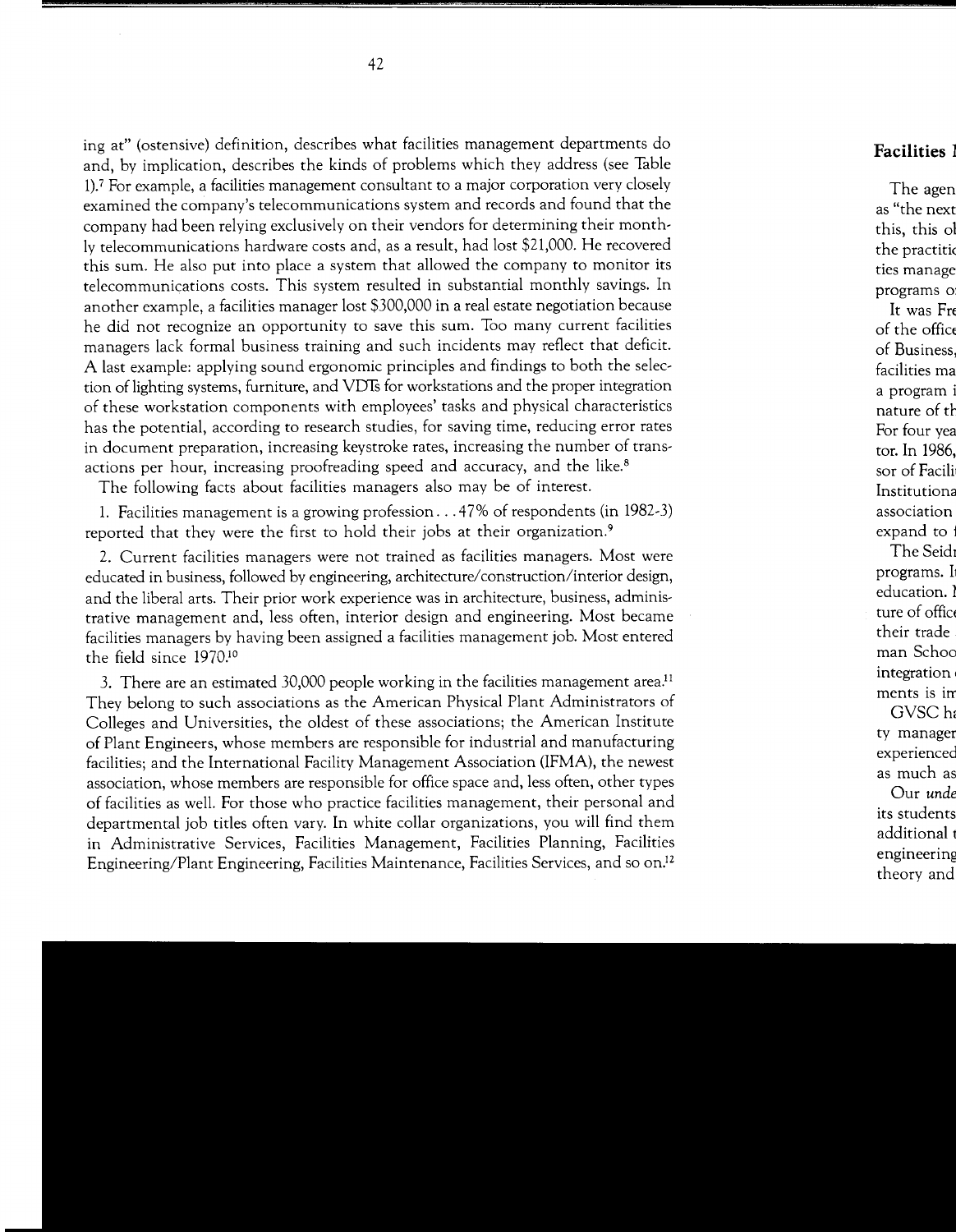ing at" (ostensive) definition, describes what facilities management departments do and, by implication, describes the kinds of problems which they address (see Table 1).[7] For example, a facilities management consultant to a major corporation very closely examined the company's telecommunications system and records and found that the company had been relying exclusively on their vendors for determining their monthly telecommunications hardware costs and, as a result, had lost $21,000. He recovered this sum. He also put into place a system that allowed the company to monitor its telecommunications costs. This system resulted in substantial monthly savings. In another example, a facilities manager lost $300,000 in a real estate negotiation because he did not recognize an opportunity to save this sum. Too many current facilities managers lack formal business training and such incidents may reflect that deficit. A last example: applying sound ergonomic principles and findings to both the selection of lighting systems, furniture, and VDTs for workstations and the proper integration of these workstation components with employees' tasks and physical characteristics has the potential, according to research studies, for saving time, reducing error rates in document preparation, increasing keystroke rates, increasing the number of transactions per hour, increasing proofreading speed and accuracy, and the like.[8]

The following facts about facilities managers also may be of interest.

1. Facilities management is a growing profession . . . 47% of respondents (in 1982-3) reported that they were the first to hold their jobs at their organization.[9]

2. Current facilities managers were not trained as facilities managers. Most were educated in business, followed by engineering, architecture/construction/interior design, and the liberal arts. Their prior work experience was in architecture, business, administrative management and, less often, interior design and engineering. Most became facilities managers by having been assigned a facilities management job. Most entered the field since 1970.[10]

3. There are an estimated 30,000 people working in the facilities management area.[11] They belong to such associations as the American Physical Plant Administrators of Colleges and Universities, the oldest of these associations; the American Institute of Plant Engineers, whose members are responsible for industrial and manufacturing facilities; and the International Facility Management Association (IFMA), the newest association, whose members are responsible for office space and, less often, other types of facilities as well. For those who practice facilities management, their personal and departmental job titles often vary. In white collar organizations, you will find them in Administrative Services, Facilities Management, Facilities Planning, Facilities Engineering/Plant Engineering, Facilities Maintenance, Facilities Services, and so on.[12]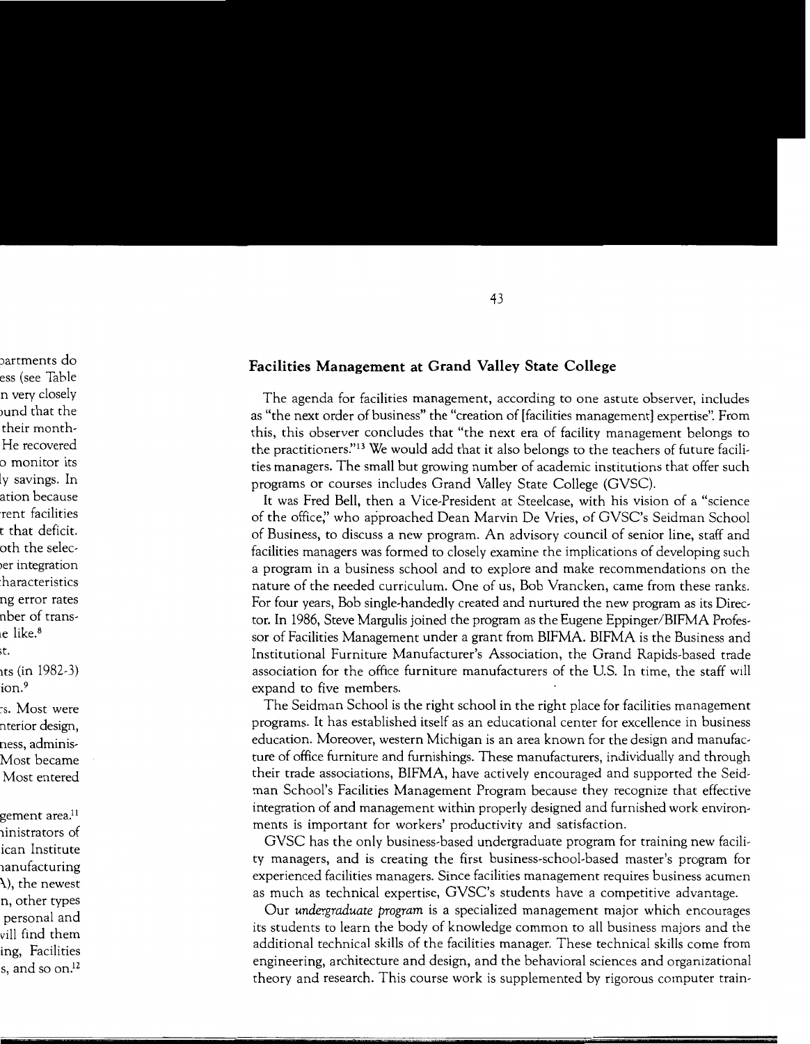## Facilities Management at Grand Valley State College

The agenda for facilities management, according to one astute observer, includes as "the next order of business" the "creation of [facilities management] expertise". From this, this observer concludes that "the next era of facility management belongs to the practitioners."[13] We would add that it also belongs to the teachers of future facilities managers. The small but growing number of academic institutions that offer such programs or courses includes Grand Valley State College (GVSC).

It was Fred Bell, then a Vice-President at Steelcase, with his vision of a "science of the office," who approached Dean Marvin De Vries, of GVSC's Seidman School of Business, to discuss a new program. An advisory council of senior line, staff and facilities managers was formed to closely examine the implications of developing such a program in a business school and to explore and make recommendations on the nature of the needed curriculum. One of us, Bob Vrancken, came from these ranks. For four years, Bob single-handedly created and nurtured the new program as its Director. In 1986, Steve Margulis joined the program as the Eugene Eppinger/BIFMA Professor of Facilities Management under a grant from BIFMA. BIFMA is the Business and Institutional Furniture Manufacturer's Association, the Grand Rapids-based trade association for the office furniture manufacturers of the U.S. In time, the staff will expand to five members.

The Seidman School is the right school in the right place for facilities management programs. It has established itself as an educational center for excellence in business education. Moreover, western Michigan is an area known for the design and manufacture of office furniture and furnishings. These manufacturers, individually and through their trade associations, BIFMA, have actively encouraged and supported the Seidman School's Facilities Management Program because they recognize that effective integration of and management within properly designed and furnished work environments is important for workers' productivity and satisfaction.

GVSC has the only business-based undergraduate program for training new facility managers, and is creating the first business-school-based master's program for experienced facilities managers. Since facilities management requires business acumen as much as technical expertise, GVSC's students have a competitive advantage.

Our *undergraduate program* is a specialized management major which encourages its students to learn the body of knowledge common to all business majors and the additional technical skills of the facilities manager. These technical skills come from engineering, architecture and design, and the behavioral sciences and organizational theory and research. This course work is supplemented by rigorous computer train-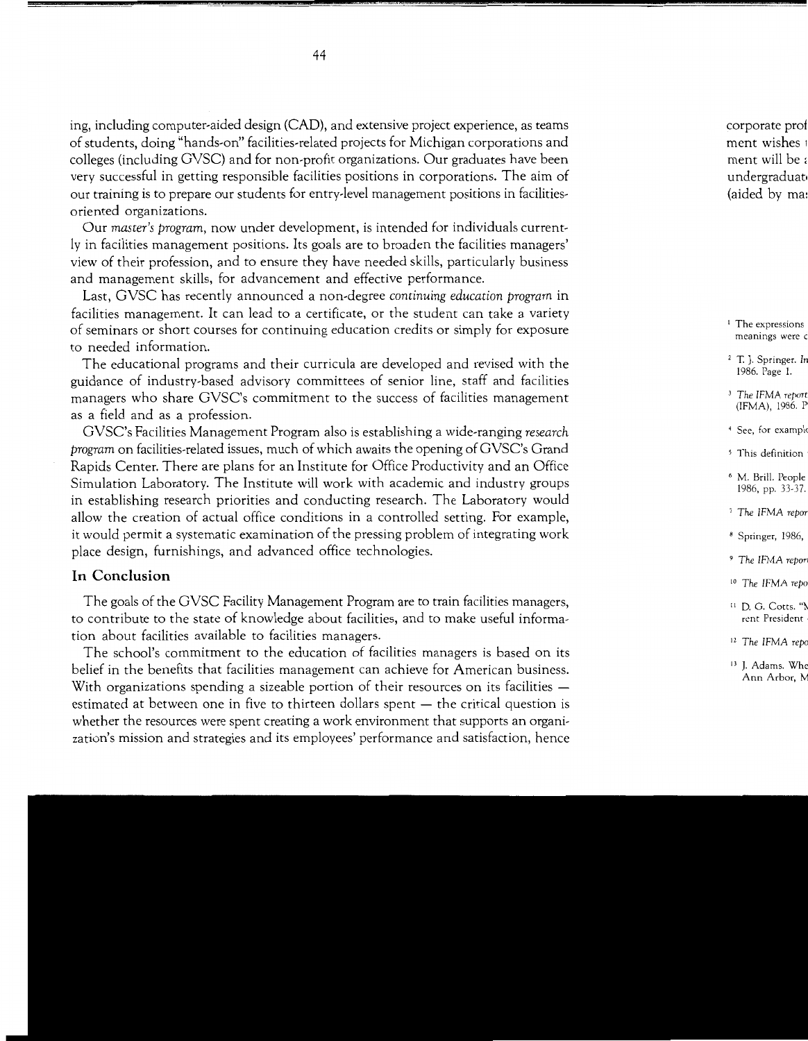ing, including computer-aided design (CAD), and extensive project experience, as teams of students, doing "hands-on" facilities-related projects for Michigan corporations and colleges (including GVSC) and for non-profit organizations. Our graduates have been very successful in getting responsible facilities positions in corporations. The aim of our training is to prepare our students for entry-level management positions in facilities-oriented organizations.

Our *master's program*, now under development, is intended for individuals currently in facilities management positions. Its goals are to broaden the facilities managers' view of their profession, and to ensure they have needed skills, particularly business and management skills, for advancement and effective performance.

Last, GVSC has recently announced a non-degree *continuing education program* in facilities management. It can lead to a certificate, or the student can take a variety of seminars or short courses for continuing education credits or simply for exposure to needed information.

The educational programs and their curricula are developed and revised with the guidance of industry-based advisory committees of senior line, staff and facilities managers who share GVSC's commitment to the success of facilities management as a field and as a profession.

GVSC's Facilities Management Program also is establishing a wide-ranging *research program* on facilities-related issues, much of which awaits the opening of GVSC's Grand Rapids Center. There are plans for an Institute for Office Productivity and an Office Simulation Laboratory. The Institute will work with academic and industry groups in establishing research priorities and conducting research. The Laboratory would allow the creation of actual office conditions in a controlled setting. For example, it would permit a systematic examination of the pressing problem of integrating work place design, furnishings, and advanced office technologies.

## In Conclusion

The goals of the GVSC Facility Management Program are to train facilities managers, to contribute to the state of knowledge about facilities, and to make useful information about facilities available to facilities managers.

The school's commitment to the education of facilities managers is based on its belief in the benefits that facilities management can achieve for American business. With organizations spending a sizeable portion of their resources on its facilities — estimated at between one in five to thirteen dollars spent — the critical question is whether the resources were spent creating a work environment that supports an organization's mission and strategies and its employees' performance and satisfaction, hence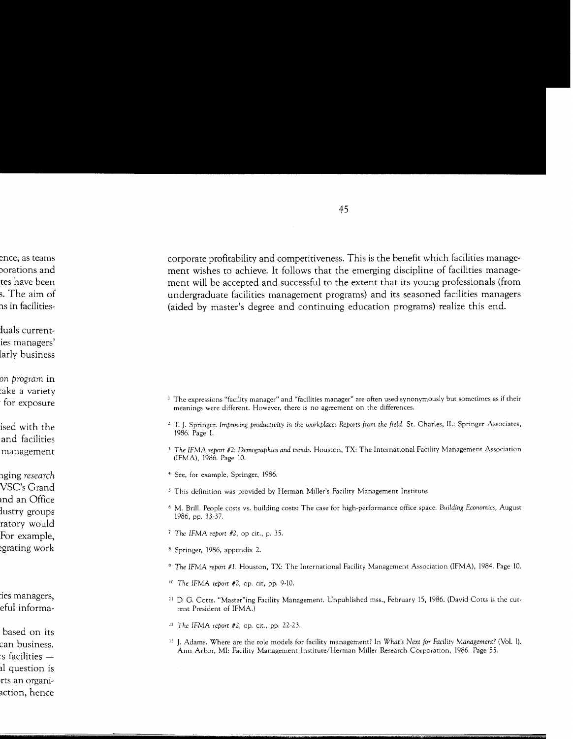corporate profitability and competitiveness. This is the benefit which facilities management wishes to achieve. It follows that the emerging discipline of facilities management will be accepted and successful to the extent that its young professionals (from undergraduate facilities management programs) and its seasoned facilities managers (aided by master's degree and continuing education programs) realize this end.

[1] The expressions "facility manager" and "facilities manager" are often used synonymously but sometimes as if their meanings were different. However, there is no agreement on the differences.

[2] T. J. Springer. *Improving productivity in the workplace: Reports from the field.* St. Charles, IL: Springer Associates, 1986. Page 1.

[3] *The IFMA report #2: Demographics and trends.* Houston, TX: The International Facility Management Association (IFMA), 1986. Page 10.

[4] See, for example, Springer, 1986.

[5] This definition was provided by Herman Miller's Facility Management Institute.

[6] M. Brill. People costs vs. building costs: The case for high-performance office space. *Building Economics,* August 1986, pp. 33-37.

[7] *The IFMA report #2,* op cit., p. 35.

[8] Springer, 1986, appendix 2.

[9] *The IFMA report #1.* Houston, TX: The International Facility Management Association (IFMA), 1984. Page 10.

[10] *The IFMA report #2,* op. cit, pp. 9-10.

[11] D. G. Cotts. "Master"ing Facility Management. Unpublished mss., February 15, 1986. (David Cotts is the current President of IFMA.)

[12] *The IFMA report #2,* op. cit., pp. 22-23.

[13] J. Adams. Where are the role models for facility management? In *What's Next for Facility Management?* (Vol. I). Ann Arbor, MI: Facility Management Institute/Herman Miller Research Corporation, 1986. Page 55.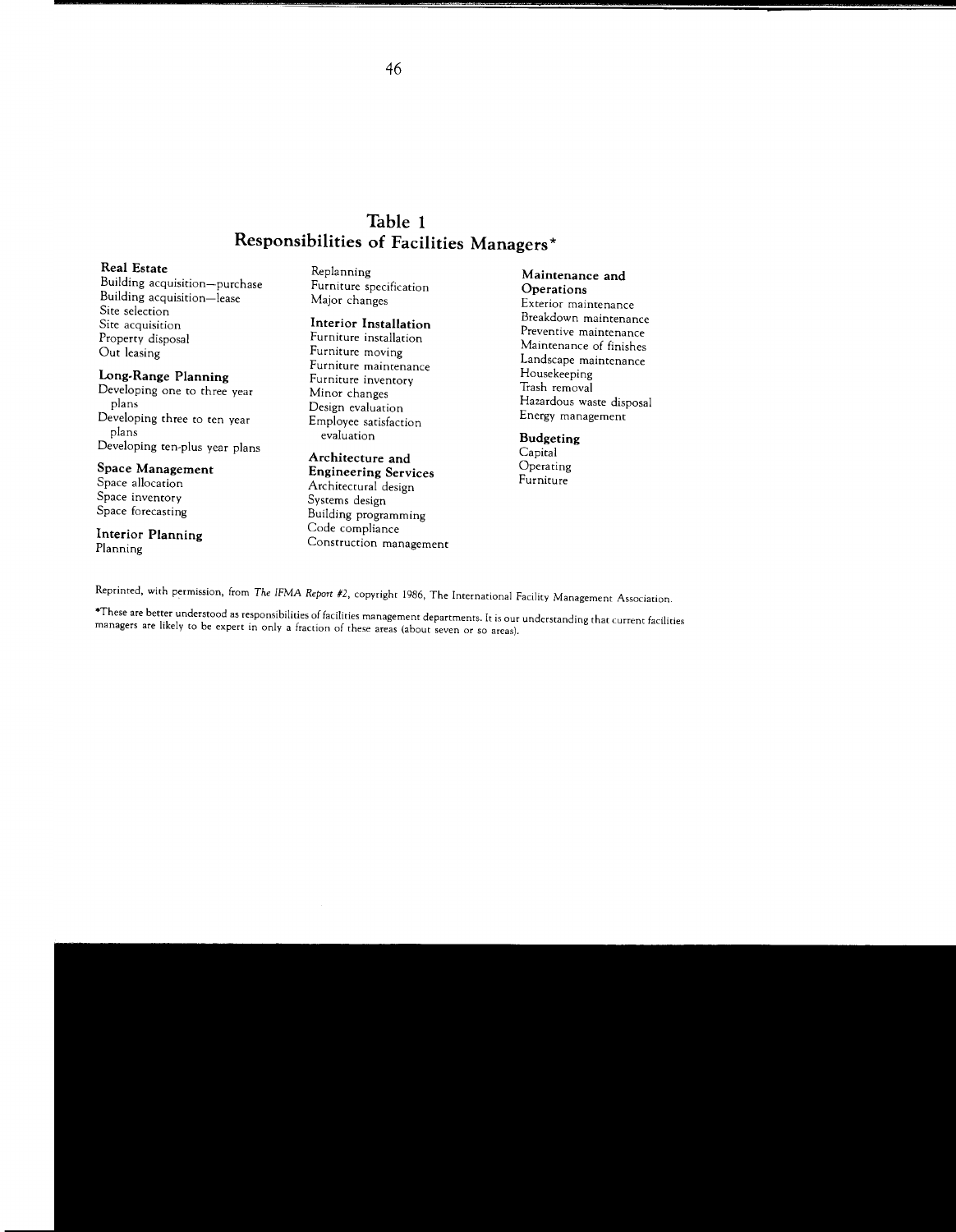## Table 1
## Responsibilities of Facilities Managers*

**Real Estate**
Building acquisition—purchase
Building acquisition—lease
Site selection
Site acquisition
Property disposal
Out leasing

**Long-Range Planning**
Developing one to three year plans
Developing three to ten year plans
Developing ten-plus year plans

**Space Management**
Space allocation
Space inventory
Space forecasting

**Interior Planning**
Planning
Replanning
Furniture specification
Major changes

**Interior Installation**
Furniture installation
Furniture moving
Furniture maintenance
Furniture inventory
Minor changes
Design evaluation
Employee satisfaction evaluation

**Architecture and Engineering Services**
Architectural design
Systems design
Building programming
Code compliance
Construction management

**Maintenance and Operations**
Exterior maintenance
Breakdown maintenance
Preventive maintenance
Maintenance of finishes
Landscape maintenance
Housekeeping
Trash removal
Hazardous waste disposal
Energy management

**Budgeting**
Capital
Operating
Furniture

Reprinted, with permission, from *The IFMA Report #2*, copyright 1986, The International Facility Management Association.

*These are better understood as responsibilities of facilities management departments. It is our understanding that current facilities managers are likely to be expert in only a fraction of these areas (about seven or so areas).